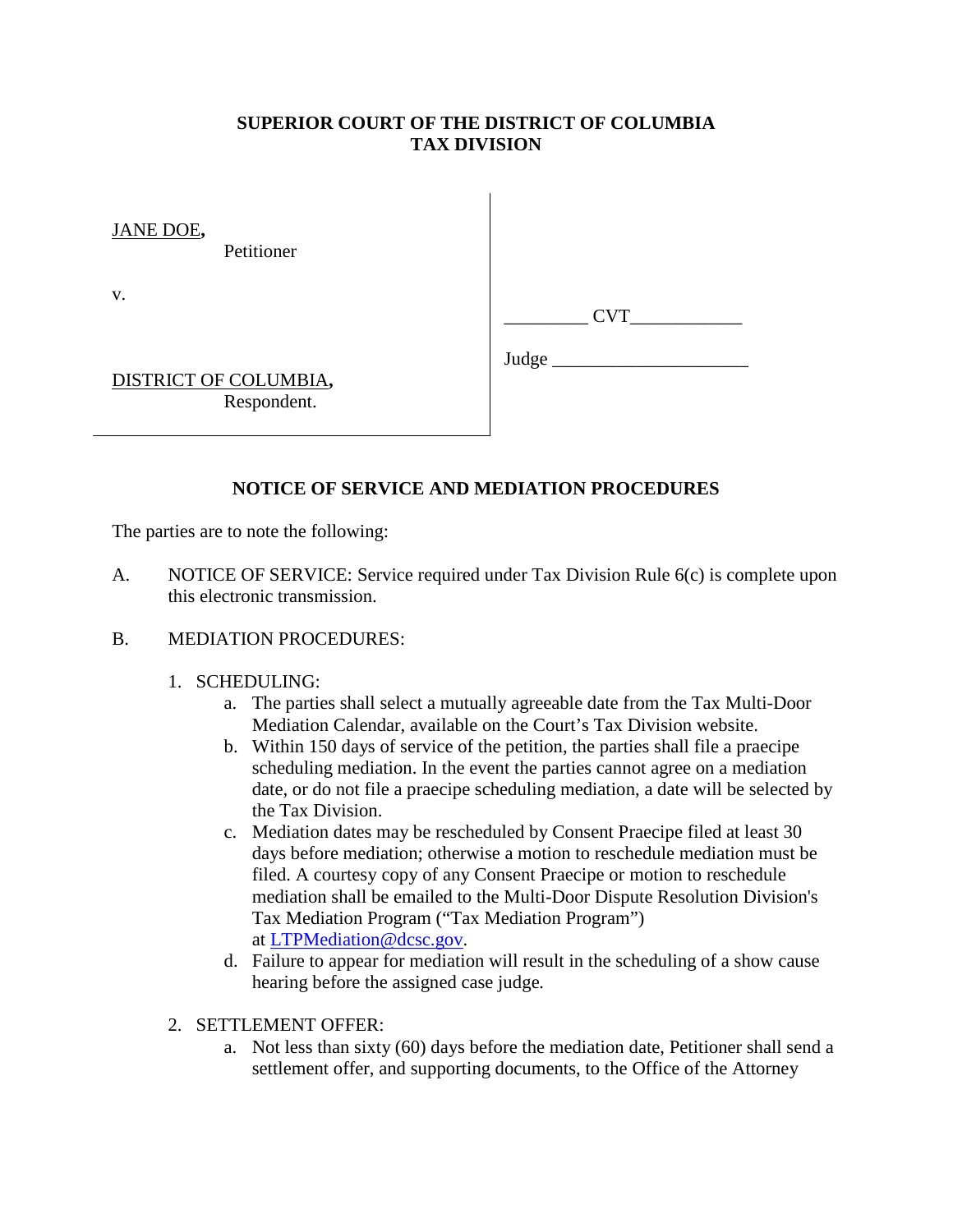**SUPERIOR COURT OF THE DISTRICT OF COLUMBIA**
**TAX DIVISION**

| | |
|---|---|
| JANE DOE, Petitioner | |
| v. | _________ CVT____________ |
| DISTRICT OF COLUMBIA, Respondent. | Judge _____________________ |

**NOTICE OF SERVICE AND MEDIATION PROCEDURES**

The parties are to note the following:

A. NOTICE OF SERVICE: Service required under Tax Division Rule 6(c) is complete upon this electronic transmission.

B. MEDIATION PROCEDURES:

1. SCHEDULING:
   a. The parties shall select a mutually agreeable date from the Tax Multi-Door Mediation Calendar, available on the Court's Tax Division website.
   b. Within 150 days of service of the petition, the parties shall file a praecipe scheduling mediation. In the event the parties cannot agree on a mediation date, or do not file a praecipe scheduling mediation, a date will be selected by the Tax Division.
   c. Mediation dates may be rescheduled by Consent Praecipe filed at least 30 days before mediation; otherwise a motion to reschedule mediation must be filed. A courtesy copy of any Consent Praecipe or motion to reschedule mediation shall be emailed to the Multi-Door Dispute Resolution Division's Tax Mediation Program ("Tax Mediation Program") at LTPMediation@dcsc.gov.
   d. Failure to appear for mediation will result in the scheduling of a show cause hearing before the assigned case judge.

2. SETTLEMENT OFFER:
   a. Not less than sixty (60) days before the mediation date, Petitioner shall send a settlement offer, and supporting documents, to the Office of the Attorney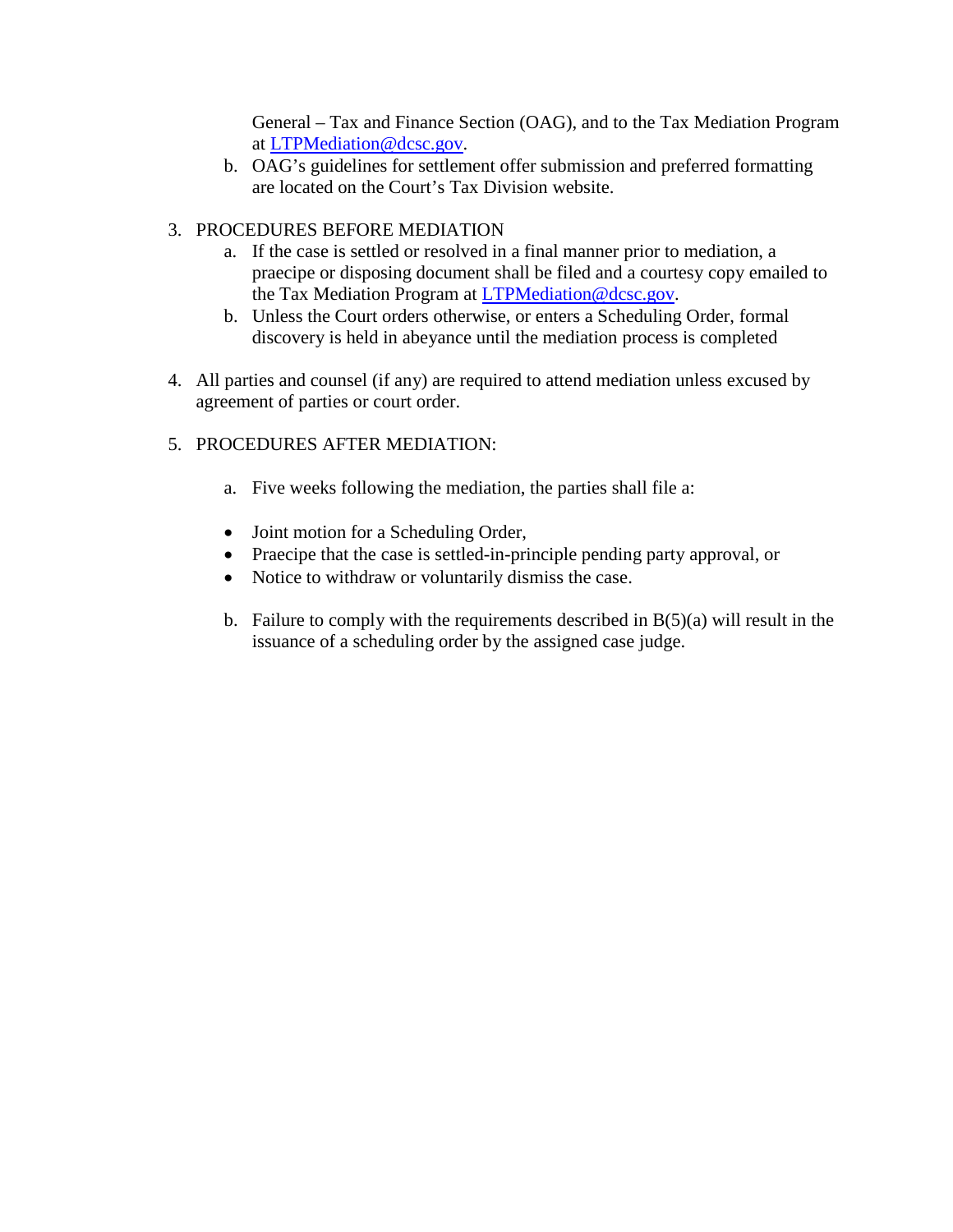General – Tax and Finance Section (OAG), and to the Tax Mediation Program at LTPMediation@dcsc.gov.

b. OAG's guidelines for settlement offer submission and preferred formatting are located on the Court's Tax Division website.

3. PROCEDURES BEFORE MEDIATION
   a. If the case is settled or resolved in a final manner prior to mediation, a praecipe or disposing document shall be filed and a courtesy copy emailed to the Tax Mediation Program at LTPMediation@dcsc.gov.
   b. Unless the Court orders otherwise, or enters a Scheduling Order, formal discovery is held in abeyance until the mediation process is completed

4. All parties and counsel (if any) are required to attend mediation unless excused by agreement of parties or court order.

5. PROCEDURES AFTER MEDIATION:

   a. Five weeks following the mediation, the parties shall file a:

   - Joint motion for a Scheduling Order,
   - Praecipe that the case is settled-in-principle pending party approval, or
   - Notice to withdraw or voluntarily dismiss the case.

   b. Failure to comply with the requirements described in B(5)(a) will result in the issuance of a scheduling order by the assigned case judge.